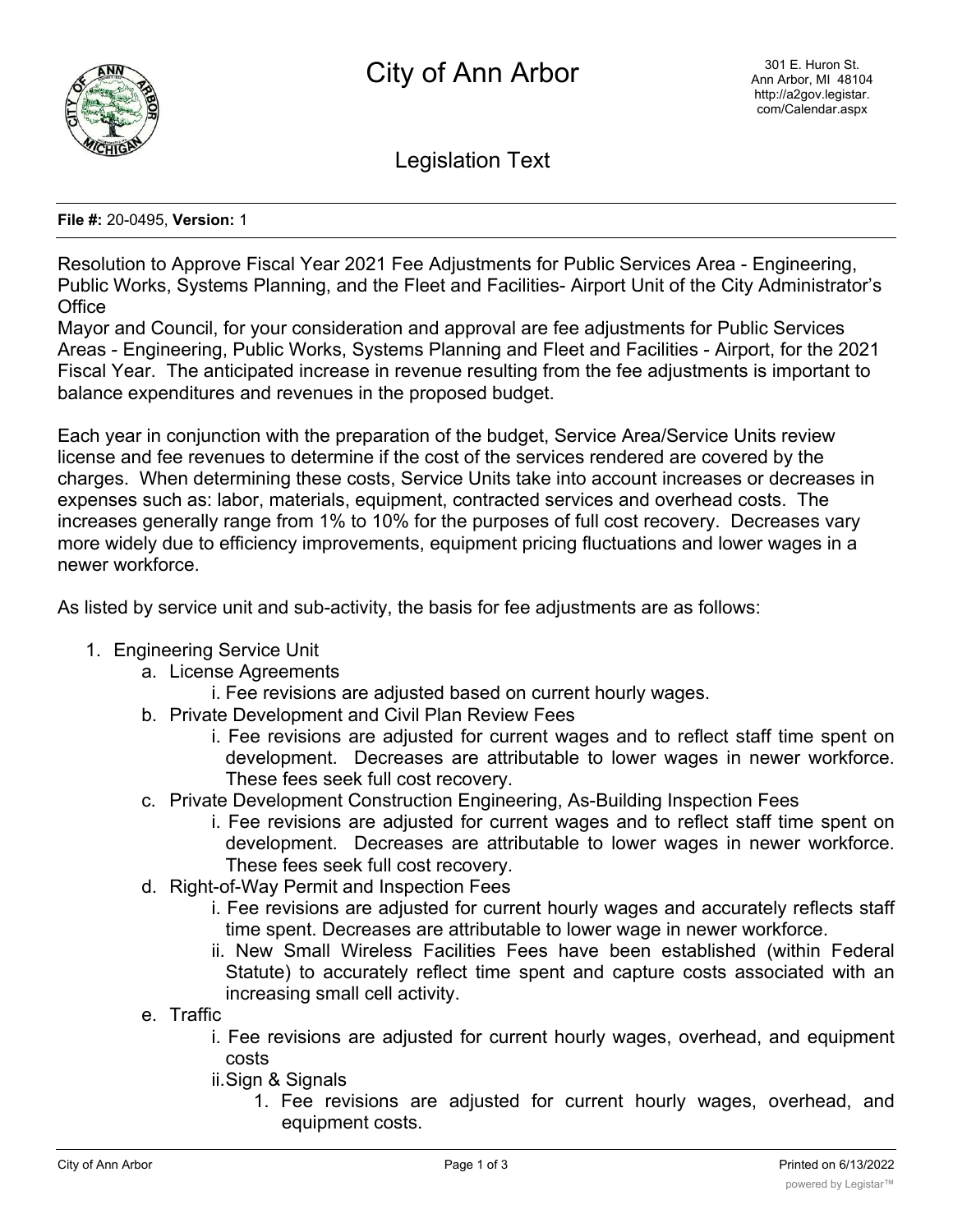# City of Ann Arbor

301 E. Huron St.
Ann Arbor, MI 48104
http://a2gov.legistar.com/Calendar.aspx

## Legislation Text

**File #:** 20-0495, **Version:** 1

Resolution to Approve Fiscal Year 2021 Fee Adjustments for Public Services Area - Engineering, Public Works, Systems Planning, and the Fleet and Facilities- Airport Unit of the City Administrator's Office

Mayor and Council, for your consideration and approval are fee adjustments for Public Services Areas - Engineering, Public Works, Systems Planning and Fleet and Facilities - Airport, for the 2021 Fiscal Year. The anticipated increase in revenue resulting from the fee adjustments is important to balance expenditures and revenues in the proposed budget.

Each year in conjunction with the preparation of the budget, Service Area/Service Units review license and fee revenues to determine if the cost of the services rendered are covered by the charges. When determining these costs, Service Units take into account increases or decreases in expenses such as: labor, materials, equipment, contracted services and overhead costs. The increases generally range from 1% to 10% for the purposes of full cost recovery. Decreases vary more widely due to efficiency improvements, equipment pricing fluctuations and lower wages in a newer workforce.

As listed by service unit and sub-activity, the basis for fee adjustments are as follows:

1. Engineering Service Unit
   a. License Agreements
      i. Fee revisions are adjusted based on current hourly wages.
   b. Private Development and Civil Plan Review Fees
      i. Fee revisions are adjusted for current wages and to reflect staff time spent on development. Decreases are attributable to lower wages in newer workforce. These fees seek full cost recovery.
   c. Private Development Construction Engineering, As-Building Inspection Fees
      i. Fee revisions are adjusted for current wages and to reflect staff time spent on development. Decreases are attributable to lower wages in newer workforce. These fees seek full cost recovery.
   d. Right-of-Way Permit and Inspection Fees
      i. Fee revisions are adjusted for current hourly wages and accurately reflects staff time spent. Decreases are attributable to lower wage in newer workforce.
      ii. New Small Wireless Facilities Fees have been established (within Federal Statute) to accurately reflect time spent and capture costs associated with an increasing small cell activity.
   e. Traffic
      i. Fee revisions are adjusted for current hourly wages, overhead, and equipment costs
      ii. Sign & Signals
         1. Fee revisions are adjusted for current hourly wages, overhead, and equipment costs.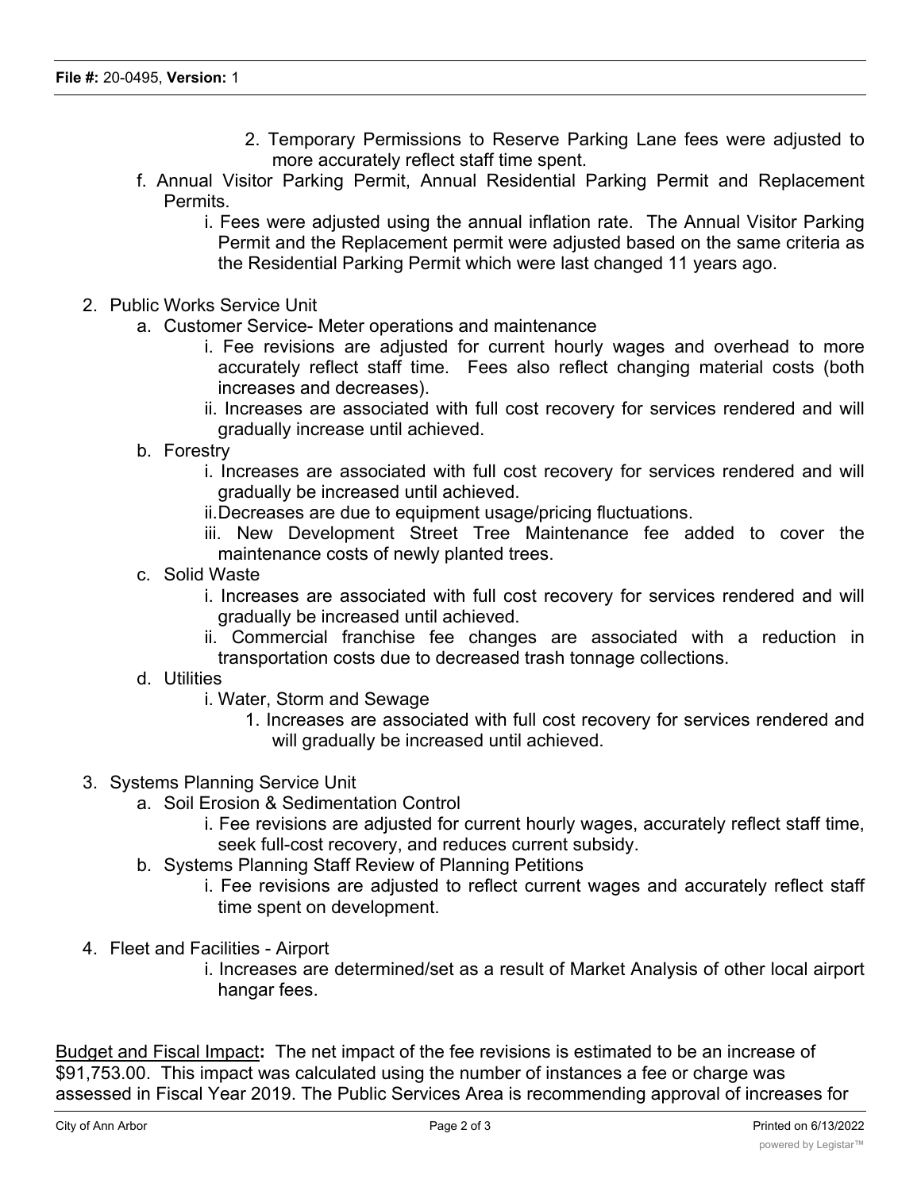2. Temporary Permissions to Reserve Parking Lane fees were adjusted to more accurately reflect staff time spent.

f. Annual Visitor Parking Permit, Annual Residential Parking Permit and Replacement Permits.

    i. Fees were adjusted using the annual inflation rate. The Annual Visitor Parking Permit and the Replacement permit were adjusted based on the same criteria as the Residential Parking Permit which were last changed 11 years ago.

2. Public Works Service Unit
    a. Customer Service- Meter operations and maintenance
        i. Fee revisions are adjusted for current hourly wages and overhead to more accurately reflect staff time. Fees also reflect changing material costs (both increases and decreases).
        ii. Increases are associated with full cost recovery for services rendered and will gradually increase until achieved.
    b. Forestry
        i. Increases are associated with full cost recovery for services rendered and will gradually be increased until achieved.
        ii. Decreases are due to equipment usage/pricing fluctuations.
        iii. New Development Street Tree Maintenance fee added to cover the maintenance costs of newly planted trees.
    c. Solid Waste
        i. Increases are associated with full cost recovery for services rendered and will gradually be increased until achieved.
        ii. Commercial franchise fee changes are associated with a reduction in transportation costs due to decreased trash tonnage collections.
    d. Utilities
        i. Water, Storm and Sewage
            1. Increases are associated with full cost recovery for services rendered and will gradually be increased until achieved.

3. Systems Planning Service Unit
    a. Soil Erosion & Sedimentation Control
        i. Fee revisions are adjusted for current hourly wages, accurately reflect staff time, seek full-cost recovery, and reduces current subsidy.
    b. Systems Planning Staff Review of Planning Petitions
        i. Fee revisions are adjusted to reflect current wages and accurately reflect staff time spent on development.

4. Fleet and Facilities - Airport
    i. Increases are determined/set as a result of Market Analysis of other local airport hangar fees.

Budget and Fiscal Impact**:** The net impact of the fee revisions is estimated to be an increase of $91,753.00. This impact was calculated using the number of instances a fee or charge was assessed in Fiscal Year 2019. The Public Services Area is recommending approval of increases for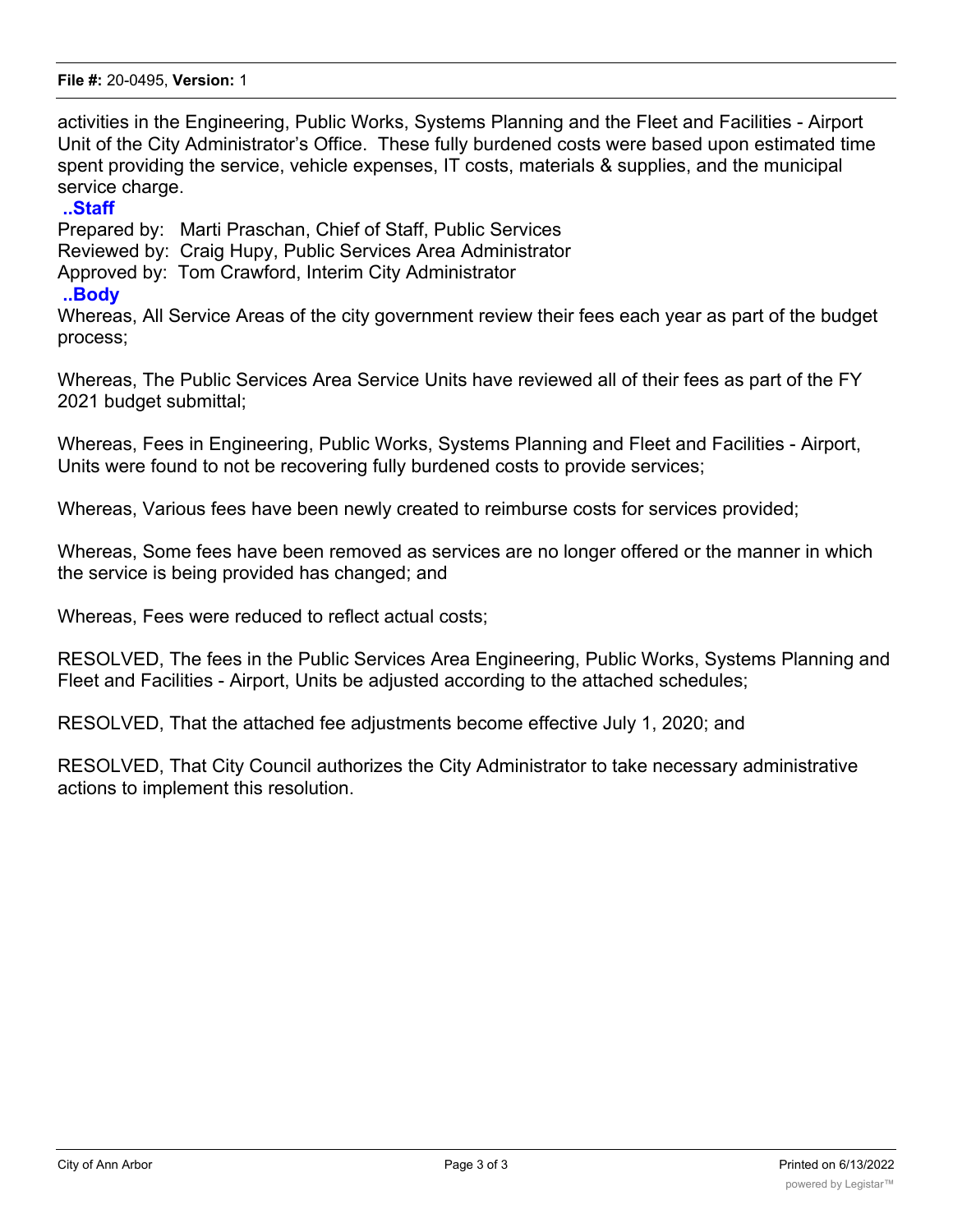activities in the Engineering, Public Works, Systems Planning and the Fleet and Facilities - Airport Unit of the City Administrator's Office. These fully burdened costs were based upon estimated time spent providing the service, vehicle expenses, IT costs, materials & supplies, and the municipal service charge.

**..Staff**

Prepared by: Marti Praschan, Chief of Staff, Public Services
Reviewed by: Craig Hupy, Public Services Area Administrator
Approved by: Tom Crawford, Interim City Administrator

**..Body**

Whereas, All Service Areas of the city government review their fees each year as part of the budget process;

Whereas, The Public Services Area Service Units have reviewed all of their fees as part of the FY 2021 budget submittal;

Whereas, Fees in Engineering, Public Works, Systems Planning and Fleet and Facilities - Airport, Units were found to not be recovering fully burdened costs to provide services;

Whereas, Various fees have been newly created to reimburse costs for services provided;

Whereas, Some fees have been removed as services are no longer offered or the manner in which the service is being provided has changed; and

Whereas, Fees were reduced to reflect actual costs;

RESOLVED, The fees in the Public Services Area Engineering, Public Works, Systems Planning and Fleet and Facilities - Airport, Units be adjusted according to the attached schedules;

RESOLVED, That the attached fee adjustments become effective July 1, 2020; and

RESOLVED, That City Council authorizes the City Administrator to take necessary administrative actions to implement this resolution.